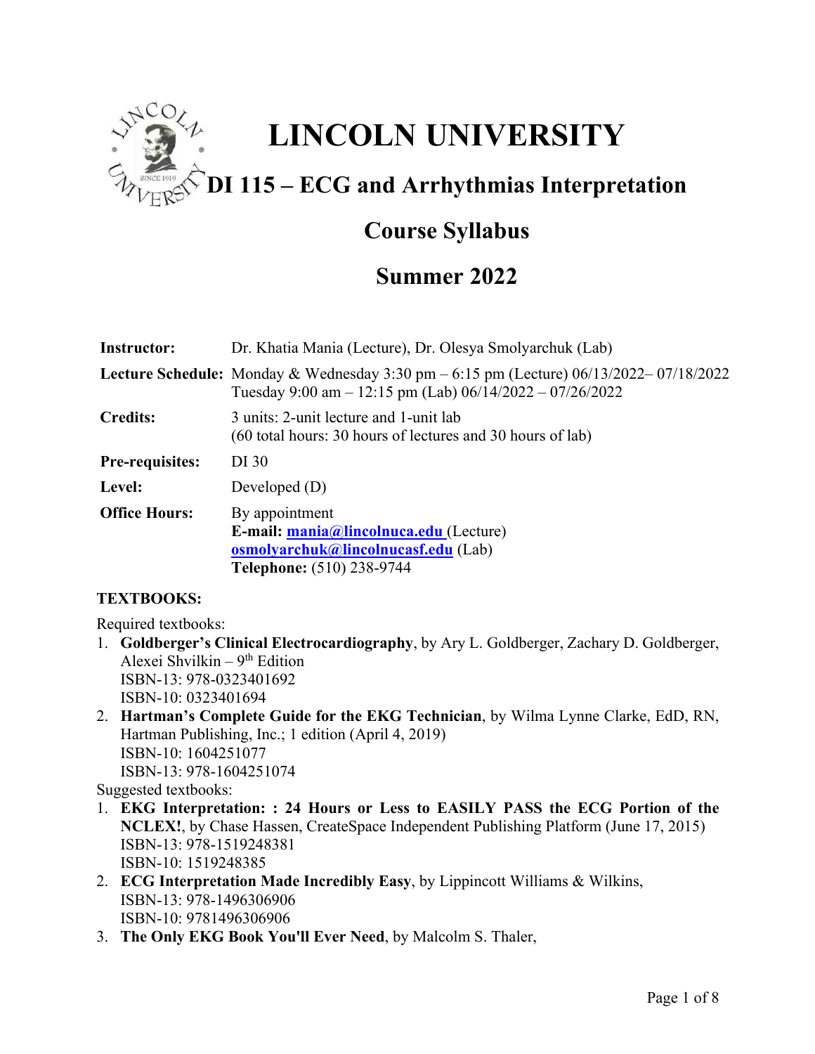# LINCOLN UNIVERSITY

## DI 115 – ECG and Arrhythmias Interpretation

## Course Syllabus

## Summer 2022

| | |
|---|---|
| **Instructor:** | Dr. Khatia Mania (Lecture), Dr. Olesya Smolyarchuk (Lab) |
| **Lecture Schedule:** | Monday & Wednesday 3:30 pm – 6:15 pm (Lecture) 06/13/2022– 07/18/2022<br>Tuesday 9:00 am – 12:15 pm (Lab) 06/14/2022 – 07/26/2022 |
| **Credits:** | 3 units: 2-unit lecture and 1-unit lab<br>(60 total hours: 30 hours of lectures and 30 hours of lab) |
| **Pre-requisites:** | DI 30 |
| **Level:** | Developed (D) |
| **Office Hours:** | By appointment<br>**E-mail:** **mania@lincolnuca.edu** (Lecture)<br>**osmolyarchuk@lincolnucasf.edu** (Lab)<br>**Telephone:** (510) 238-9744 |

**TEXTBOOKS:**

Required textbooks:

1. **Goldberger's Clinical Electrocardiography**, by Ary L. Goldberger, Zachary D. Goldberger, Alexei Shvilkin – 9th Edition
   ISBN-13: 978-0323401692
   ISBN-10: 0323401694
2. **Hartman's Complete Guide for the EKG Technician**, by Wilma Lynne Clarke, EdD, RN, Hartman Publishing, Inc.; 1 edition (April 4, 2019)
   ISBN-10: 1604251077
   ISBN-13: 978-1604251074

Suggested textbooks:

1. **EKG Interpretation: : 24 Hours or Less to EASILY PASS the ECG Portion of the NCLEX!**, by Chase Hassen, CreateSpace Independent Publishing Platform (June 17, 2015)
   ISBN-13: 978-1519248381
   ISBN-10: 1519248385
2. **ECG Interpretation Made Incredibly Easy**, by Lippincott Williams & Wilkins,
   ISBN-13: 978-1496306906
   ISBN-10: 9781496306906
3. **The Only EKG Book You'll Ever Need**, by Malcolm S. Thaler,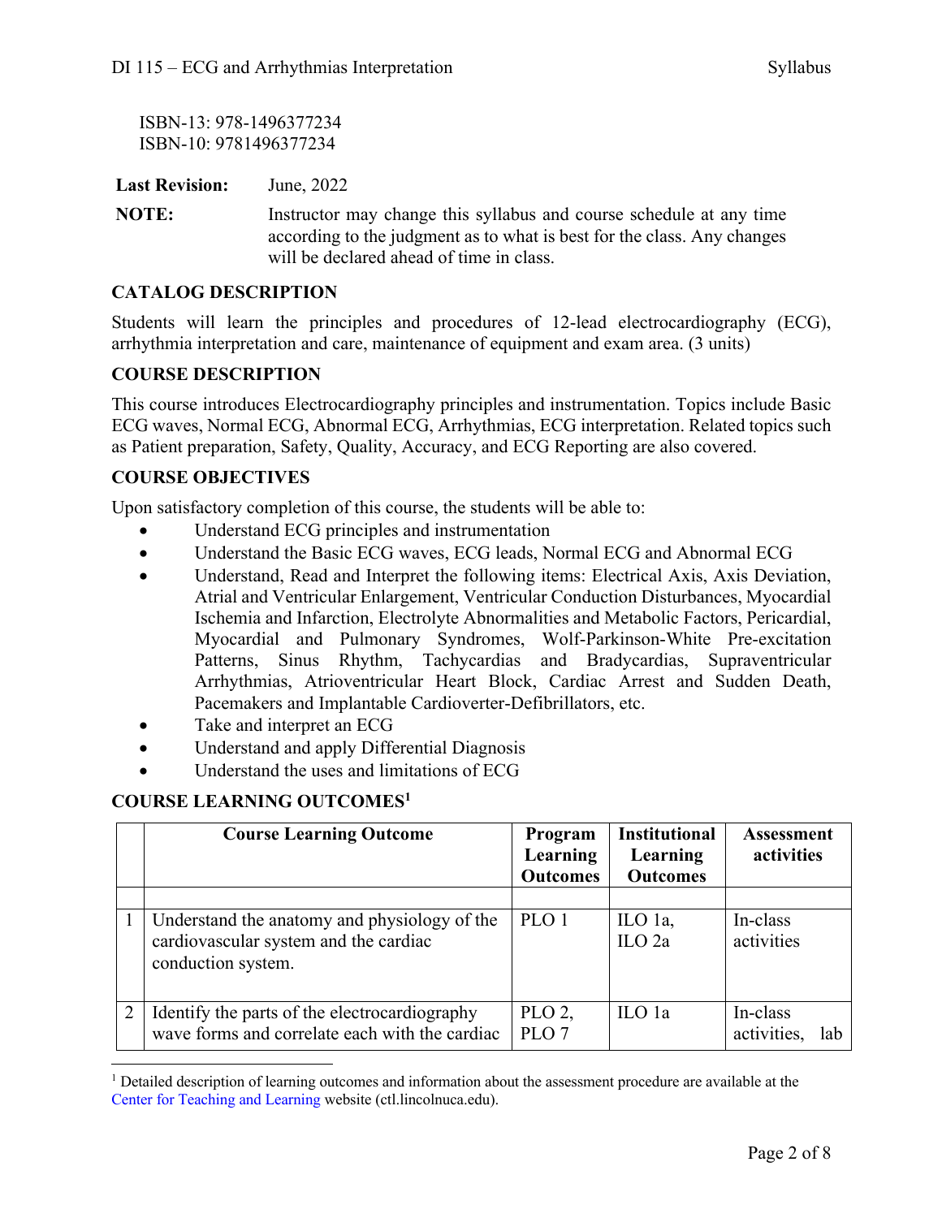ISBN-13: 978-1496377234
ISBN-10: 9781496377234

**Last Revision:** June, 2022

**NOTE:** Instructor may change this syllabus and course schedule at any time according to the judgment as to what is best for the class. Any changes will be declared ahead of time in class.

### CATALOG DESCRIPTION

Students will learn the principles and procedures of 12-lead electrocardiography (ECG), arrhythmia interpretation and care, maintenance of equipment and exam area. (3 units)

### COURSE DESCRIPTION

This course introduces Electrocardiography principles and instrumentation. Topics include Basic ECG waves, Normal ECG, Abnormal ECG, Arrhythmias, ECG interpretation. Related topics such as Patient preparation, Safety, Quality, Accuracy, and ECG Reporting are also covered.

### COURSE OBJECTIVES

Upon satisfactory completion of this course, the students will be able to:

- Understand ECG principles and instrumentation
- Understand the Basic ECG waves, ECG leads, Normal ECG and Abnormal ECG
- Understand, Read and Interpret the following items: Electrical Axis, Axis Deviation, Atrial and Ventricular Enlargement, Ventricular Conduction Disturbances, Myocardial Ischemia and Infarction, Electrolyte Abnormalities and Metabolic Factors, Pericardial, Myocardial and Pulmonary Syndromes, Wolf-Parkinson-White Pre-excitation Patterns, Sinus Rhythm, Tachycardias and Bradycardias, Supraventricular Arrhythmias, Atrioventricular Heart Block, Cardiac Arrest and Sudden Death, Pacemakers and Implantable Cardioverter-Defibrillators, etc.
- Take and interpret an ECG
- Understand and apply Differential Diagnosis
- Understand the uses and limitations of ECG

### COURSE LEARNING OUTCOMES[1]

| | Course Learning Outcome | Program Learning Outcomes | Institutional Learning Outcomes | Assessment activities |
|---|---|---|---|---|
| | | | | |
| 1 | Understand the anatomy and physiology of the cardiovascular system and the cardiac conduction system. | PLO 1 | ILO 1a, ILO 2a | In-class activities |
| 2 | Identify the parts of the electrocardiography wave forms and correlate each with the cardiac | PLO 2, PLO 7 | ILO 1a | In-class activities, lab |

[1] Detailed description of learning outcomes and information about the assessment procedure are available at the Center for Teaching and Learning website (ctl.lincolnuca.edu).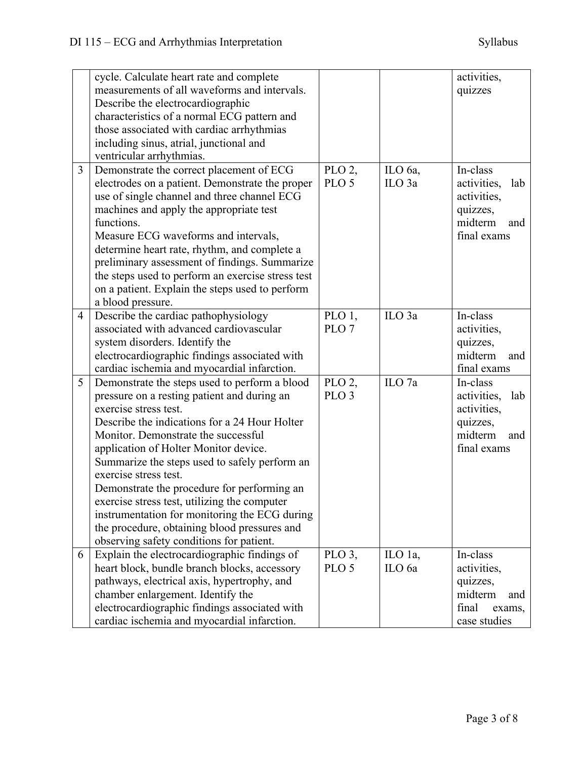| | | | | |
|---|---|---|---|---|
| | cycle. Calculate heart rate and complete measurements of all waveforms and intervals. Describe the electrocardiographic characteristics of a normal ECG pattern and those associated with cardiac arrhythmias including sinus, atrial, junctional and ventricular arrhythmias. | | | activities, quizzes |
| 3 | Demonstrate the correct placement of ECG electrodes on a patient. Demonstrate the proper use of single channel and three channel ECG machines and apply the appropriate test functions.<br>Measure ECG waveforms and intervals, determine heart rate, rhythm, and complete a preliminary assessment of findings. Summarize the steps used to perform an exercise stress test on a patient. Explain the steps used to perform a blood pressure. | PLO 2, PLO 5 | ILO 6a, ILO 3a | In-class activities, lab activities, quizzes, midterm and final exams |
| 4 | Describe the cardiac pathophysiology associated with advanced cardiovascular system disorders. Identify the electrocardiographic findings associated with cardiac ischemia and myocardial infarction. | PLO 1, PLO 7 | ILO 3a | In-class activities, quizzes, midterm and final exams |
| 5 | Demonstrate the steps used to perform a blood pressure on a resting patient and during an exercise stress test.<br>Describe the indications for a 24 Hour Holter Monitor. Demonstrate the successful application of Holter Monitor device.<br>Summarize the steps used to safely perform an exercise stress test.<br>Demonstrate the procedure for performing an exercise stress test, utilizing the computer instrumentation for monitoring the ECG during the procedure, obtaining blood pressures and observing safety conditions for patient. | PLO 2, PLO 3 | ILO 7a | In-class activities, lab activities, quizzes, midterm and final exams |
| 6 | Explain the electrocardiographic findings of heart block, bundle branch blocks, accessory pathways, electrical axis, hypertrophy, and chamber enlargement. Identify the electrocardiographic findings associated with cardiac ischemia and myocardial infarction. | PLO 3, PLO 5 | ILO 1a, ILO 6a | In-class activities, quizzes, midterm and final exams, case studies |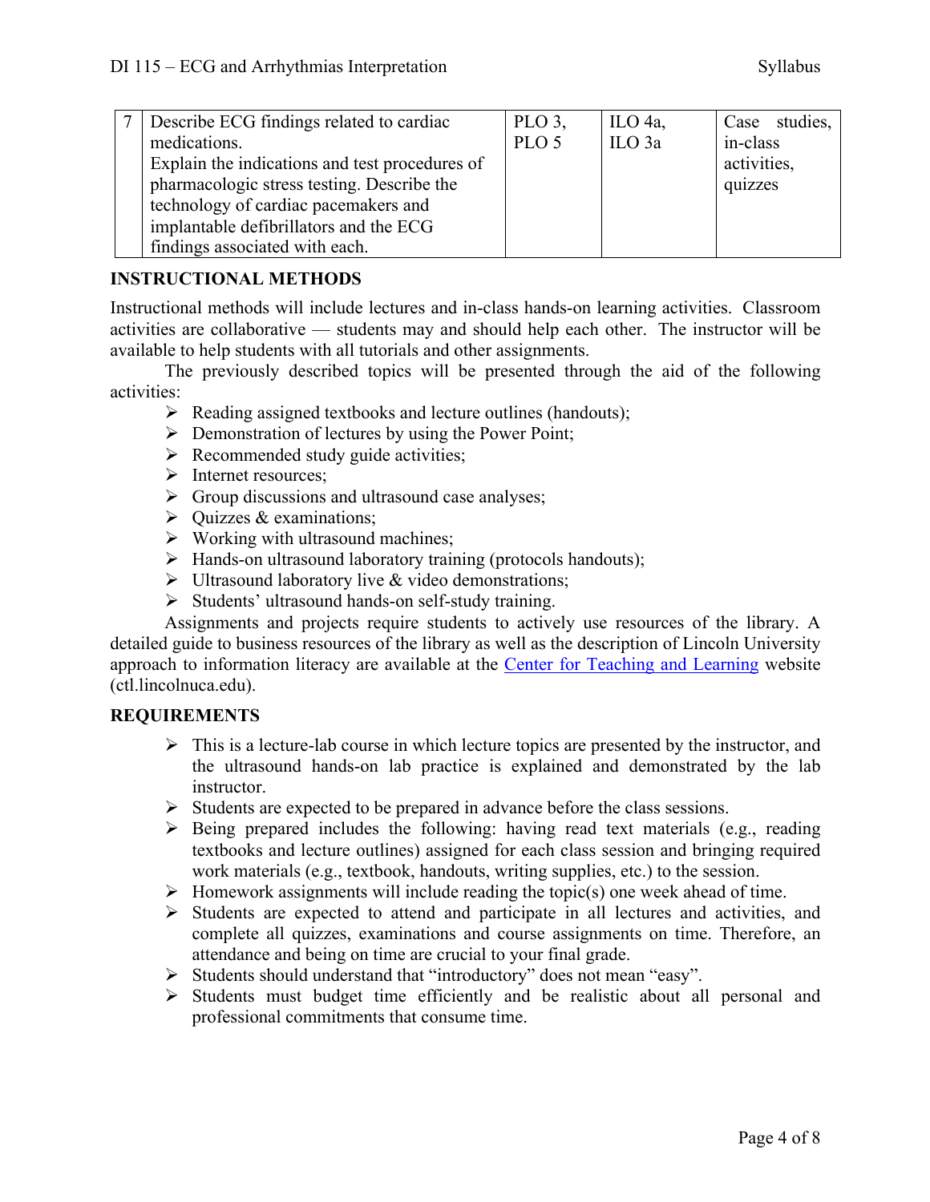| 7 | Describe ECG findings related to cardiac medications. Explain the indications and test procedures of pharmacologic stress testing. Describe the technology of cardiac pacemakers and implantable defibrillators and the ECG findings associated with each. | PLO 3, PLO 5 | ILO 4a, ILO 3a | Case studies, in-class activities, quizzes |
|---|---|---|---|---|

## INSTRUCTIONAL METHODS

Instructional methods will include lectures and in-class hands-on learning activities. Classroom activities are collaborative — students may and should help each other. The instructor will be available to help students with all tutorials and other assignments.

The previously described topics will be presented through the aid of the following activities:

- Reading assigned textbooks and lecture outlines (handouts);
- Demonstration of lectures by using the Power Point;
- Recommended study guide activities;
- Internet resources;
- Group discussions and ultrasound case analyses;
- Quizzes & examinations;
- Working with ultrasound machines;
- Hands-on ultrasound laboratory training (protocols handouts);
- Ultrasound laboratory live & video demonstrations;
- Students' ultrasound hands-on self-study training.

Assignments and projects require students to actively use resources of the library. A detailed guide to business resources of the library as well as the description of Lincoln University approach to information literacy are available at the [Center for Teaching and Learning](ctl.lincolnuca.edu) website (ctl.lincolnuca.edu).

## REQUIREMENTS

- This is a lecture-lab course in which lecture topics are presented by the instructor, and the ultrasound hands-on lab practice is explained and demonstrated by the lab instructor.
- Students are expected to be prepared in advance before the class sessions.
- Being prepared includes the following: having read text materials (e.g., reading textbooks and lecture outlines) assigned for each class session and bringing required work materials (e.g., textbook, handouts, writing supplies, etc.) to the session.
- Homework assignments will include reading the topic(s) one week ahead of time.
- Students are expected to attend and participate in all lectures and activities, and complete all quizzes, examinations and course assignments on time. Therefore, an attendance and being on time are crucial to your final grade.
- Students should understand that "introductory" does not mean "easy".
- Students must budget time efficiently and be realistic about all personal and professional commitments that consume time.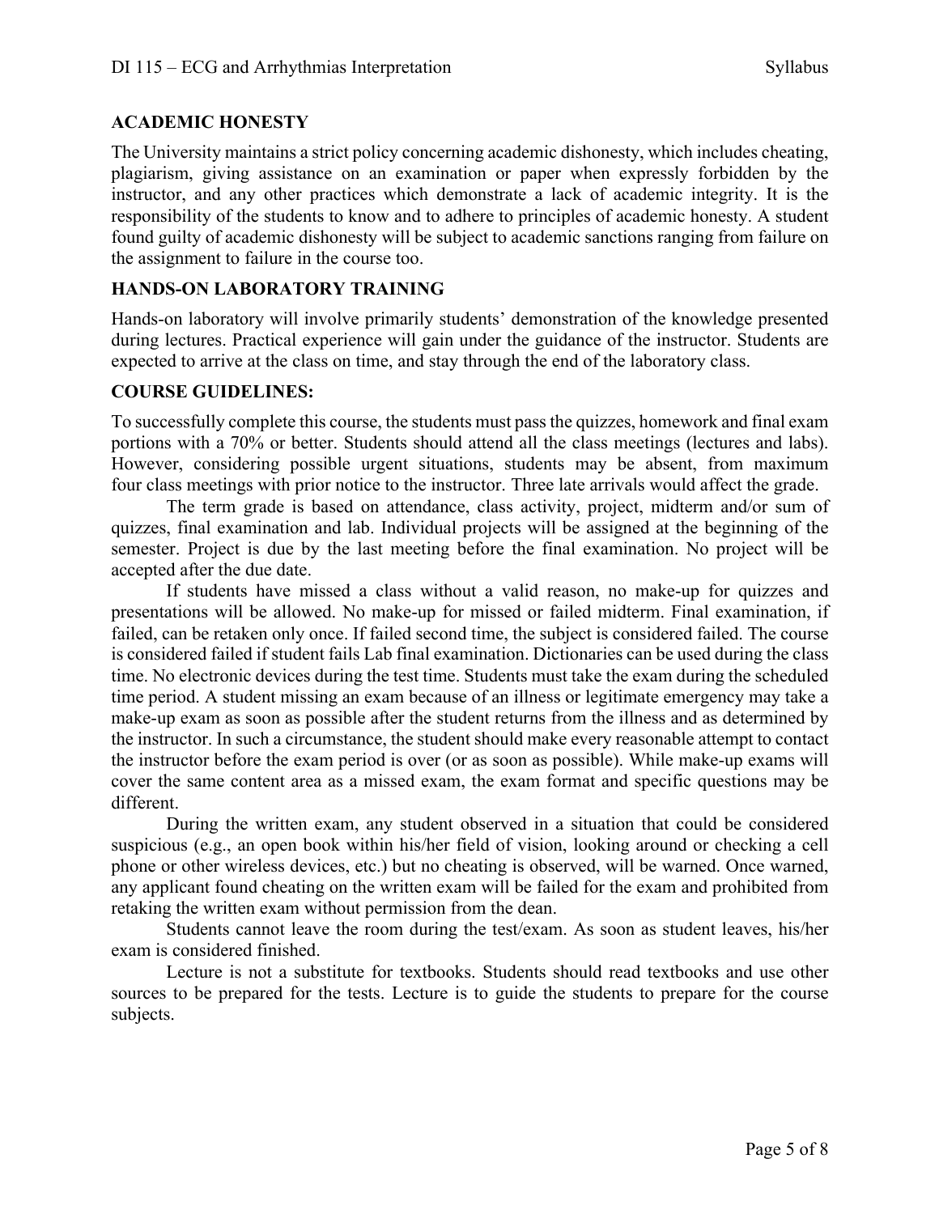## ACADEMIC HONESTY

The University maintains a strict policy concerning academic dishonesty, which includes cheating, plagiarism, giving assistance on an examination or paper when expressly forbidden by the instructor, and any other practices which demonstrate a lack of academic integrity. It is the responsibility of the students to know and to adhere to principles of academic honesty. A student found guilty of academic dishonesty will be subject to academic sanctions ranging from failure on the assignment to failure in the course too.

## HANDS-ON LABORATORY TRAINING

Hands-on laboratory will involve primarily students' demonstration of the knowledge presented during lectures. Practical experience will gain under the guidance of the instructor. Students are expected to arrive at the class on time, and stay through the end of the laboratory class.

## COURSE GUIDELINES:

To successfully complete this course, the students must pass the quizzes, homework and final exam portions with a 70% or better. Students should attend all the class meetings (lectures and labs). However, considering possible urgent situations, students may be absent, from maximum four class meetings with prior notice to the instructor. Three late arrivals would affect the grade.

The term grade is based on attendance, class activity, project, midterm and/or sum of quizzes, final examination and lab. Individual projects will be assigned at the beginning of the semester. Project is due by the last meeting before the final examination. No project will be accepted after the due date.

If students have missed a class without a valid reason, no make-up for quizzes and presentations will be allowed. No make-up for missed or failed midterm. Final examination, if failed, can be retaken only once. If failed second time, the subject is considered failed. The course is considered failed if student fails Lab final examination. Dictionaries can be used during the class time. No electronic devices during the test time. Students must take the exam during the scheduled time period. A student missing an exam because of an illness or legitimate emergency may take a make-up exam as soon as possible after the student returns from the illness and as determined by the instructor. In such a circumstance, the student should make every reasonable attempt to contact the instructor before the exam period is over (or as soon as possible). While make-up exams will cover the same content area as a missed exam, the exam format and specific questions may be different.

During the written exam, any student observed in a situation that could be considered suspicious (e.g., an open book within his/her field of vision, looking around or checking a cell phone or other wireless devices, etc.) but no cheating is observed, will be warned. Once warned, any applicant found cheating on the written exam will be failed for the exam and prohibited from retaking the written exam without permission from the dean.

Students cannot leave the room during the test/exam. As soon as student leaves, his/her exam is considered finished.

Lecture is not a substitute for textbooks. Students should read textbooks and use other sources to be prepared for the tests. Lecture is to guide the students to prepare for the course subjects.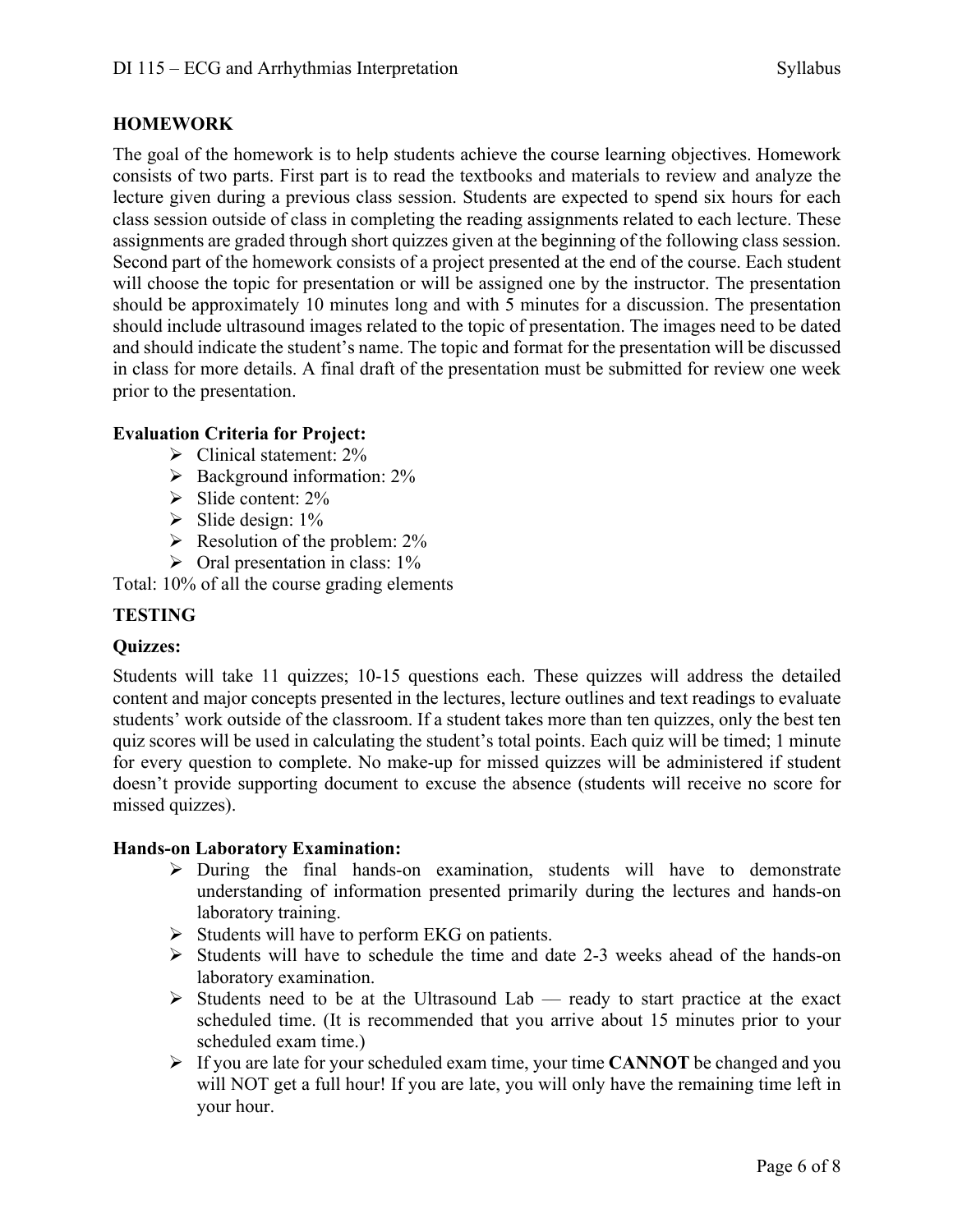## HOMEWORK

The goal of the homework is to help students achieve the course learning objectives. Homework consists of two parts. First part is to read the textbooks and materials to review and analyze the lecture given during a previous class session. Students are expected to spend six hours for each class session outside of class in completing the reading assignments related to each lecture. These assignments are graded through short quizzes given at the beginning of the following class session. Second part of the homework consists of a project presented at the end of the course. Each student will choose the topic for presentation or will be assigned one by the instructor. The presentation should be approximately 10 minutes long and with 5 minutes for a discussion. The presentation should include ultrasound images related to the topic of presentation. The images need to be dated and should indicate the student's name. The topic and format for the presentation will be discussed in class for more details. A final draft of the presentation must be submitted for review one week prior to the presentation.

**Evaluation Criteria for Project:**

- Clinical statement: 2%
- Background information: 2%
- Slide content: 2%
- Slide design: 1%
- Resolution of the problem: 2%
- Oral presentation in class: 1%

Total: 10% of all the course grading elements

## TESTING

**Quizzes:**

Students will take 11 quizzes; 10-15 questions each. These quizzes will address the detailed content and major concepts presented in the lectures, lecture outlines and text readings to evaluate students' work outside of the classroom. If a student takes more than ten quizzes, only the best ten quiz scores will be used in calculating the student's total points. Each quiz will be timed; 1 minute for every question to complete. No make-up for missed quizzes will be administered if student doesn't provide supporting document to excuse the absence (students will receive no score for missed quizzes).

**Hands-on Laboratory Examination:**

- During the final hands-on examination, students will have to demonstrate understanding of information presented primarily during the lectures and hands-on laboratory training.
- Students will have to perform EKG on patients.
- Students will have to schedule the time and date 2-3 weeks ahead of the hands-on laboratory examination.
- Students need to be at the Ultrasound Lab — ready to start practice at the exact scheduled time. (It is recommended that you arrive about 15 minutes prior to your scheduled exam time.)
- If you are late for your scheduled exam time, your time **CANNOT** be changed and you will NOT get a full hour! If you are late, you will only have the remaining time left in your hour.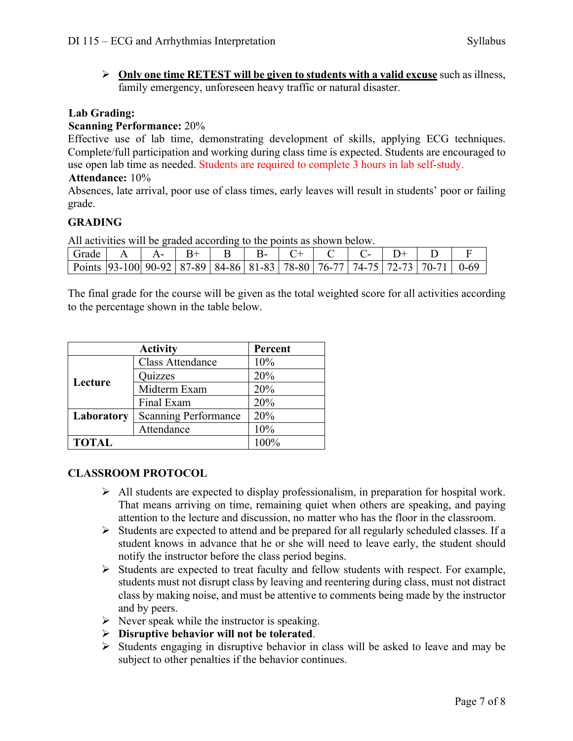- **<u>Only one time RETEST will be given to students with a valid excuse</u>** such as illness, family emergency, unforeseen heavy traffic or natural disaster.

**Lab Grading:**

**Scanning Performance:** 20%

Effective use of lab time, demonstrating development of skills, applying ECG techniques. Complete/full participation and working during class time is expected. Students are encouraged to use open lab time as needed. Students are required to complete 3 hours in lab self-study.

**Attendance:** 10%

Absences, late arrival, poor use of class times, early leaves will result in students' poor or failing grade.

## GRADING

All activities will be graded according to the points as shown below.

| Grade | A | A- | B+ | B | B- | C+ | C | C- | D+ | D | F |
|---|---|---|---|---|---|---|---|---|---|---|---|
| Points | 93-100 | 90-92 | 87-89 | 84-86 | 81-83 | 78-80 | 76-77 | 74-75 | 72-73 | 70-71 | 0-69 |

The final grade for the course will be given as the total weighted score for all activities according to the percentage shown in the table below.

| Activity | | Percent |
|---|---|---|
| **Lecture** | Class Attendance | 10% |
| | Quizzes | 20% |
| | Midterm Exam | 20% |
| | Final Exam | 20% |
| **Laboratory** | Scanning Performance | 20% |
| | Attendance | 10% |
| **TOTAL** | | 100% |

## CLASSROOM PROTOCOL

- All students are expected to display professionalism, in preparation for hospital work. That means arriving on time, remaining quiet when others are speaking, and paying attention to the lecture and discussion, no matter who has the floor in the classroom.
- Students are expected to attend and be prepared for all regularly scheduled classes. If a student knows in advance that he or she will need to leave early, the student should notify the instructor before the class period begins.
- Students are expected to treat faculty and fellow students with respect. For example, students must not disrupt class by leaving and reentering during class, must not distract class by making noise, and must be attentive to comments being made by the instructor and by peers.
- Never speak while the instructor is speaking.
- **Disruptive behavior will not be tolerated**.
- Students engaging in disruptive behavior in class will be asked to leave and may be subject to other penalties if the behavior continues.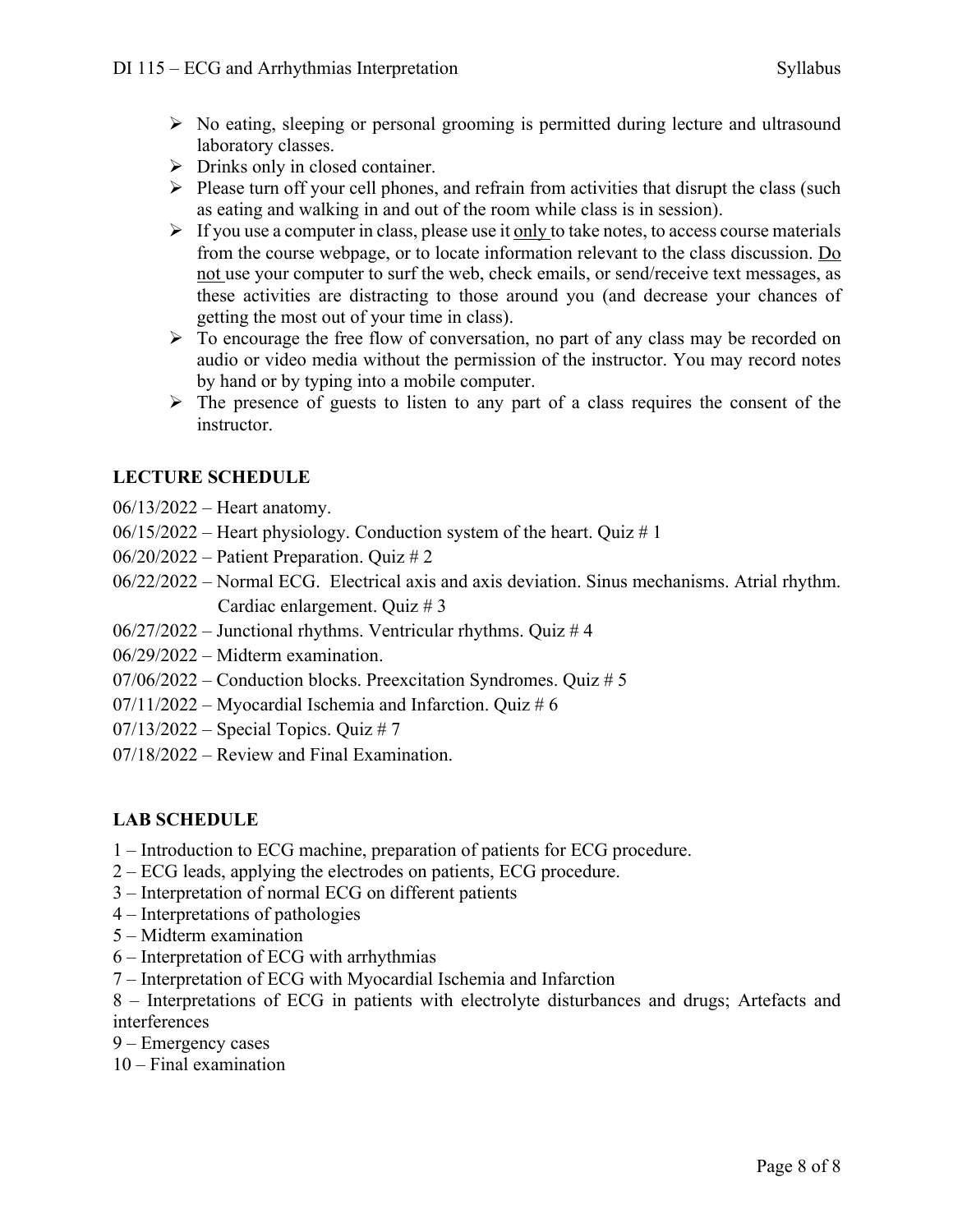- No eating, sleeping or personal grooming is permitted during lecture and ultrasound laboratory classes.
- Drinks only in closed container.
- Please turn off your cell phones, and refrain from activities that disrupt the class (such as eating and walking in and out of the room while class is in session).
- If you use a computer in class, please use it only to take notes, to access course materials from the course webpage, or to locate information relevant to the class discussion. Do not use your computer to surf the web, check emails, or send/receive text messages, as these activities are distracting to those around you (and decrease your chances of getting the most out of your time in class).
- To encourage the free flow of conversation, no part of any class may be recorded on audio or video media without the permission of the instructor. You may record notes by hand or by typing into a mobile computer.
- The presence of guests to listen to any part of a class requires the consent of the instructor.

## LECTURE SCHEDULE

06/13/2022 – Heart anatomy.
06/15/2022 – Heart physiology. Conduction system of the heart. Quiz # 1
06/20/2022 – Patient Preparation. Quiz # 2
06/22/2022 – Normal ECG. Electrical axis and axis deviation. Sinus mechanisms. Atrial rhythm. Cardiac enlargement. Quiz # 3
06/27/2022 – Junctional rhythms. Ventricular rhythms. Quiz # 4
06/29/2022 – Midterm examination.
07/06/2022 – Conduction blocks. Preexcitation Syndromes. Quiz # 5
07/11/2022 – Myocardial Ischemia and Infarction. Quiz # 6
07/13/2022 – Special Topics. Quiz # 7
07/18/2022 – Review and Final Examination.

## LAB SCHEDULE

1 – Introduction to ECG machine, preparation of patients for ECG procedure.
2 – ECG leads, applying the electrodes on patients, ECG procedure.
3 – Interpretation of normal ECG on different patients
4 – Interpretations of pathologies
5 – Midterm examination
6 – Interpretation of ECG with arrhythmias
7 – Interpretation of ECG with Myocardial Ischemia and Infarction
8 – Interpretations of ECG in patients with electrolyte disturbances and drugs; Artefacts and interferences
9 – Emergency cases
10 – Final examination